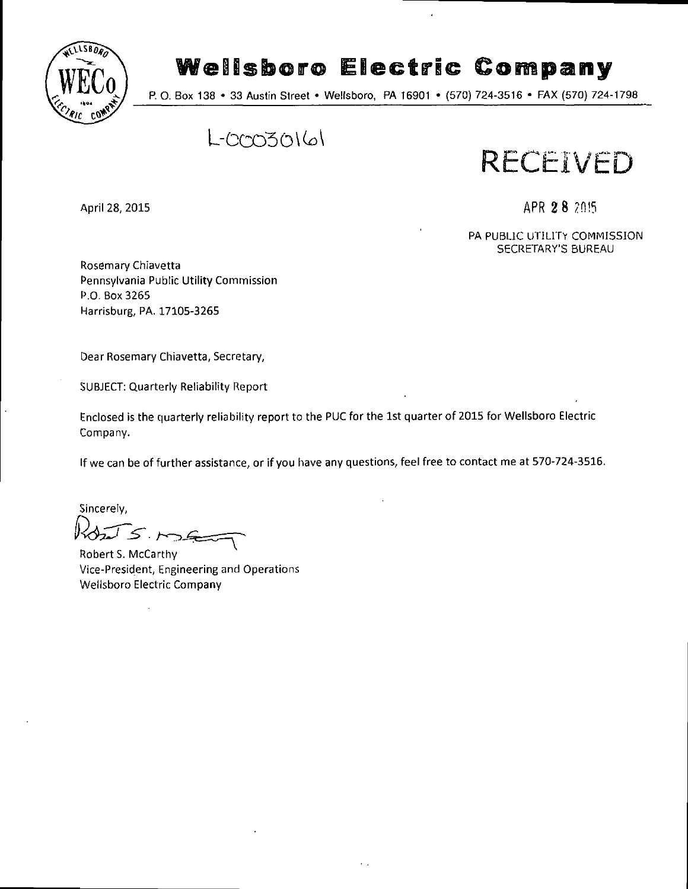# Wellsboro Electric Company

P. O. Box 138 • 33 Austin Street • Wellsboro, PA 16901 • (570) 724-3516 • FAX (570) 724-1798

L-00030161

RECEIVED

APR 28 2015

PA PUBLIC UTILITY COMMISSION
SECRETARY'S BUREAU

April 28, 2015

Rosemary Chiavetta
Pennsylvania Public Utility Commission
P.O. Box 3265
Harrisburg, PA. 17105-3265

Dear Rosemary Chiavetta, Secretary,

SUBJECT: Quarterly Reliability Report

Enclosed is the quarterly reliability report to the PUC for the 1st quarter of 2015 for Wellsboro Electric Company.

If we can be of further assistance, or if you have any questions, feel free to contact me at 570-724-3516.

Sincerely,

Robert S. McCarthy
Vice-President, Engineering and Operations
Wellsboro Electric Company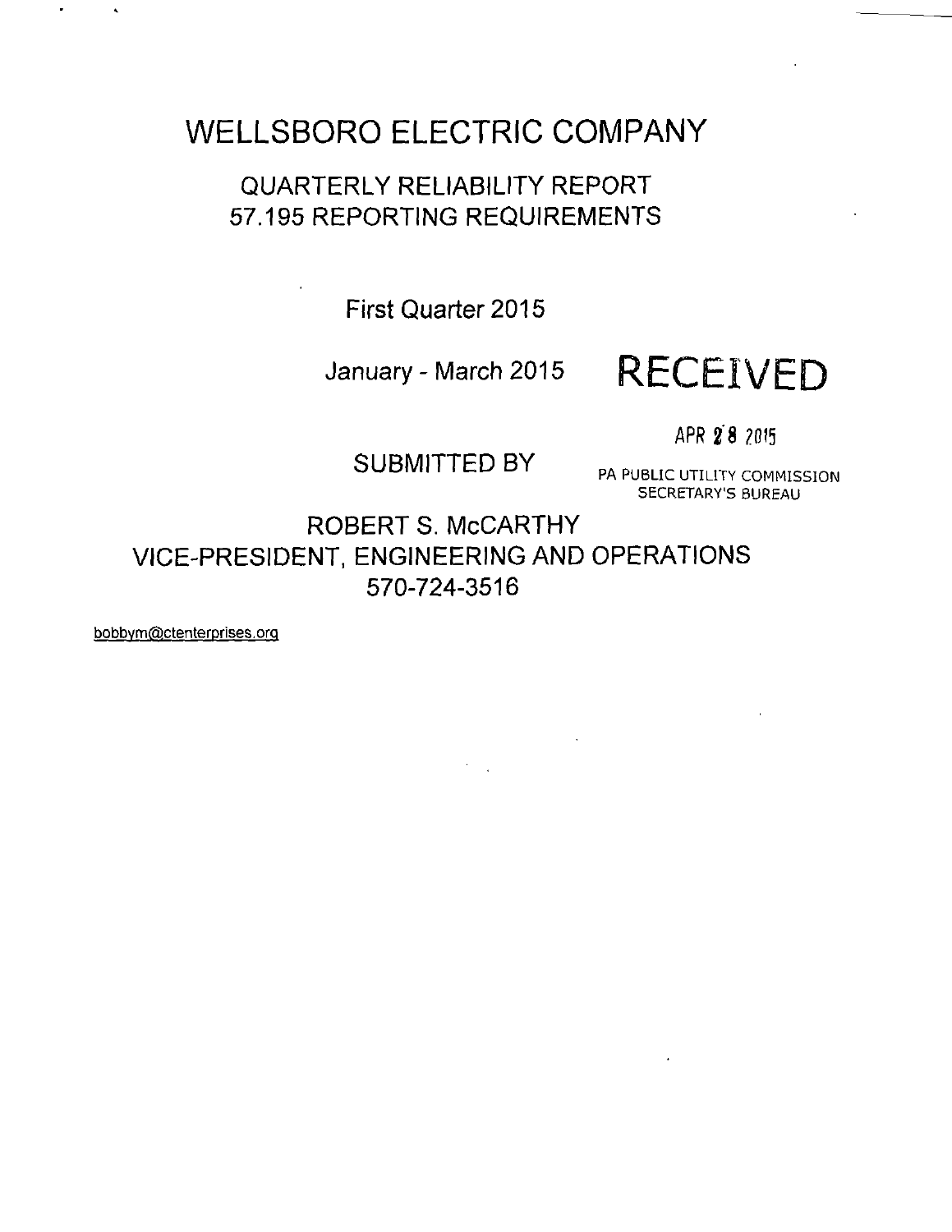# WELLSBORO ELECTRIC COMPANY

## QUARTERLY RELIABILITY REPORT
## 57.195 REPORTING REQUIREMENTS

First Quarter 2015

January - March 2015

RECEIVED

APR 28 2015

PA PUBLIC UTILITY COMMISSION
SECRETARY'S BUREAU

SUBMITTED BY

ROBERT S. McCARTHY
VICE-PRESIDENT, ENGINEERING AND OPERATIONS
570-724-3516

bobbym@ctenterprises.org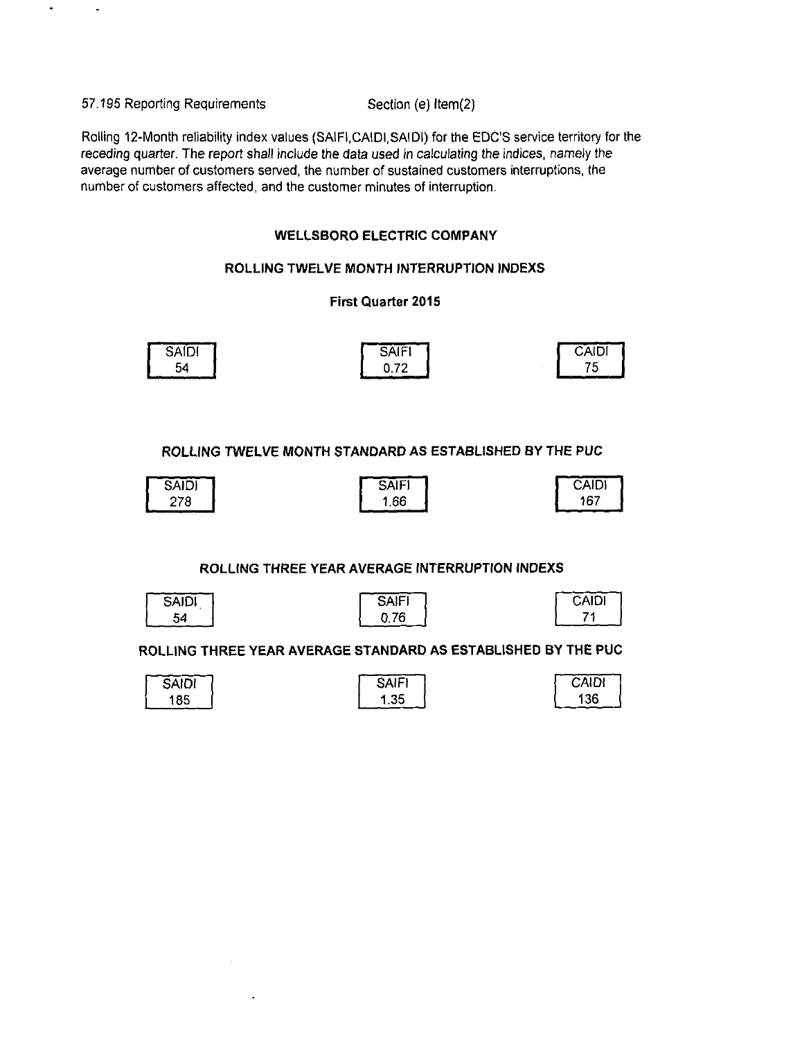57.195 Reporting Requirements Section (e) Item(2)

Rolling 12-Month reliability index values (SAIFI,CAIDI,SAIDI) for the EDC'S service territory for the receding quarter. The report shall include the data used in calculating the indices, namely the average number of customers served, the number of sustained customers interruptions, the number of customers affected, and the customer minutes of interruption.

**WELLSBORO ELECTRIC COMPANY**

**ROLLING TWELVE MONTH INTERRUPTION INDEXS**

**First Quarter 2015**

| SAIDI | SAIFI | CAIDI |
|---|---|---|
| 54 | 0.72 | 75 |

**ROLLING TWELVE MONTH STANDARD AS ESTABLISHED BY THE PUC**

| SAIDI | SAIFI | CAIDI |
|---|---|---|
| 278 | 1.66 | 167 |

**ROLLING THREE YEAR AVERAGE INTERRUPTION INDEXS**

| SAIDI | SAIFI | CAIDI |
|---|---|---|
| 54 | 0.76 | 71 |

**ROLLING THREE YEAR AVERAGE STANDARD AS ESTABLISHED BY THE PUC**

| SAIDI | SAIFI | CAIDI |
|---|---|---|
| 185 | 1.35 | 136 |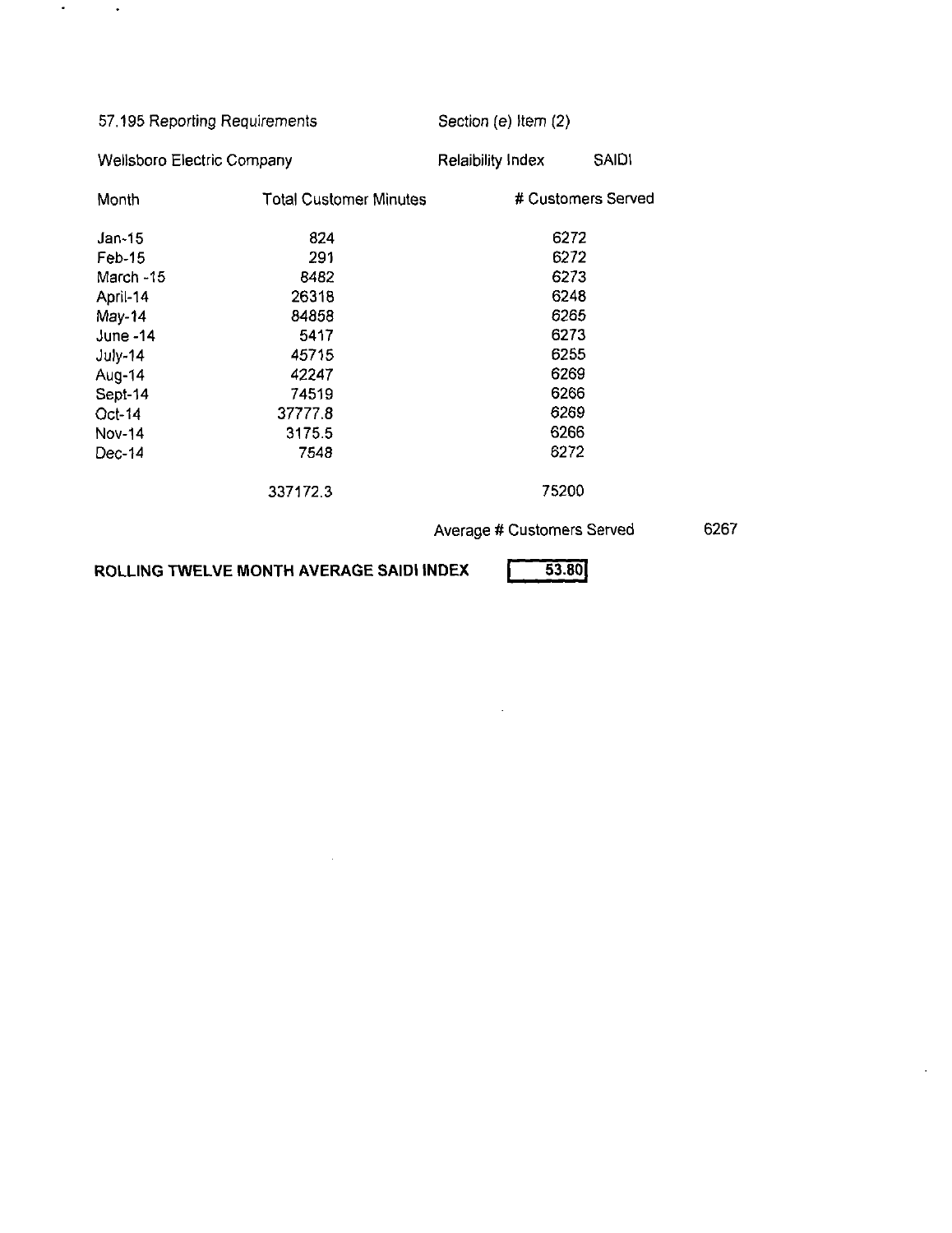57.195 Reporting Requirements | Section (e) Item (2)

Wellsboro Electric Company | Relaibility Index SAIDI

| Month | Total Customer Minutes | # Customers Served |
|---|---|---|
| Jan-15 | 824 | 6272 |
| Feb-15 | 291 | 6272 |
| March -15 | 8482 | 6273 |
| April-14 | 26318 | 6248 |
| May-14 | 84858 | 6265 |
| June -14 | 5417 | 6273 |
| July-14 | 45715 | 6255 |
| Aug-14 | 42247 | 6269 |
| Sept-14 | 74519 | 6266 |
| Oct-14 | 37777.8 | 6269 |
| Nov-14 | 3175.5 | 6266 |
| Dec-14 | 7548 | 6272 |
| | 337172.3 | 75200 |

Average # Customers Served 6267

**ROLLING TWELVE MONTH AVERAGE SAIDI INDEX** 53.80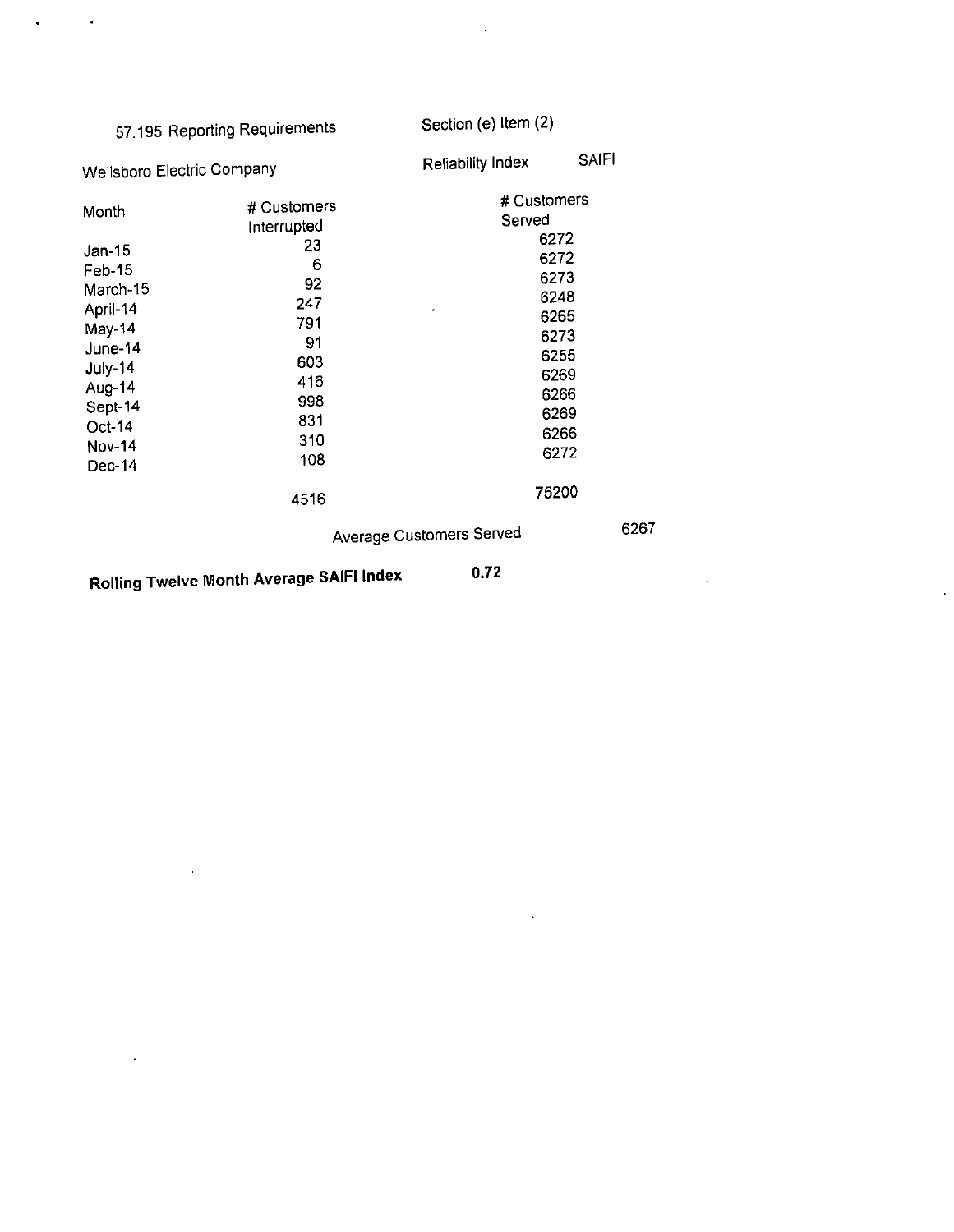57.195 Reporting Requirements — Section (e) Item (2)

Wellsboro Electric Company — Reliability Index: SAIFI

| Month | # Customers Interrupted | # Customers Served |
|---|---|---|
| Jan-15 | 23 | 6272 |
| Feb-15 | 6 | 6272 |
| March-15 | 92 | 6273 |
| April-14 | 247 | 6248 |
| May-14 | 791 | 6265 |
| June-14 | 91 | 6273 |
| July-14 | 603 | 6255 |
| Aug-14 | 416 | 6269 |
| Sept-14 | 998 | 6266 |
| Oct-14 | 831 | 6269 |
| Nov-14 | 310 | 6266 |
| Dec-14 | 108 | 6272 |
| | 4516 | 75200 |

Average Customers Served 6267

**Rolling Twelve Month Average SAIFI Index** **0.72**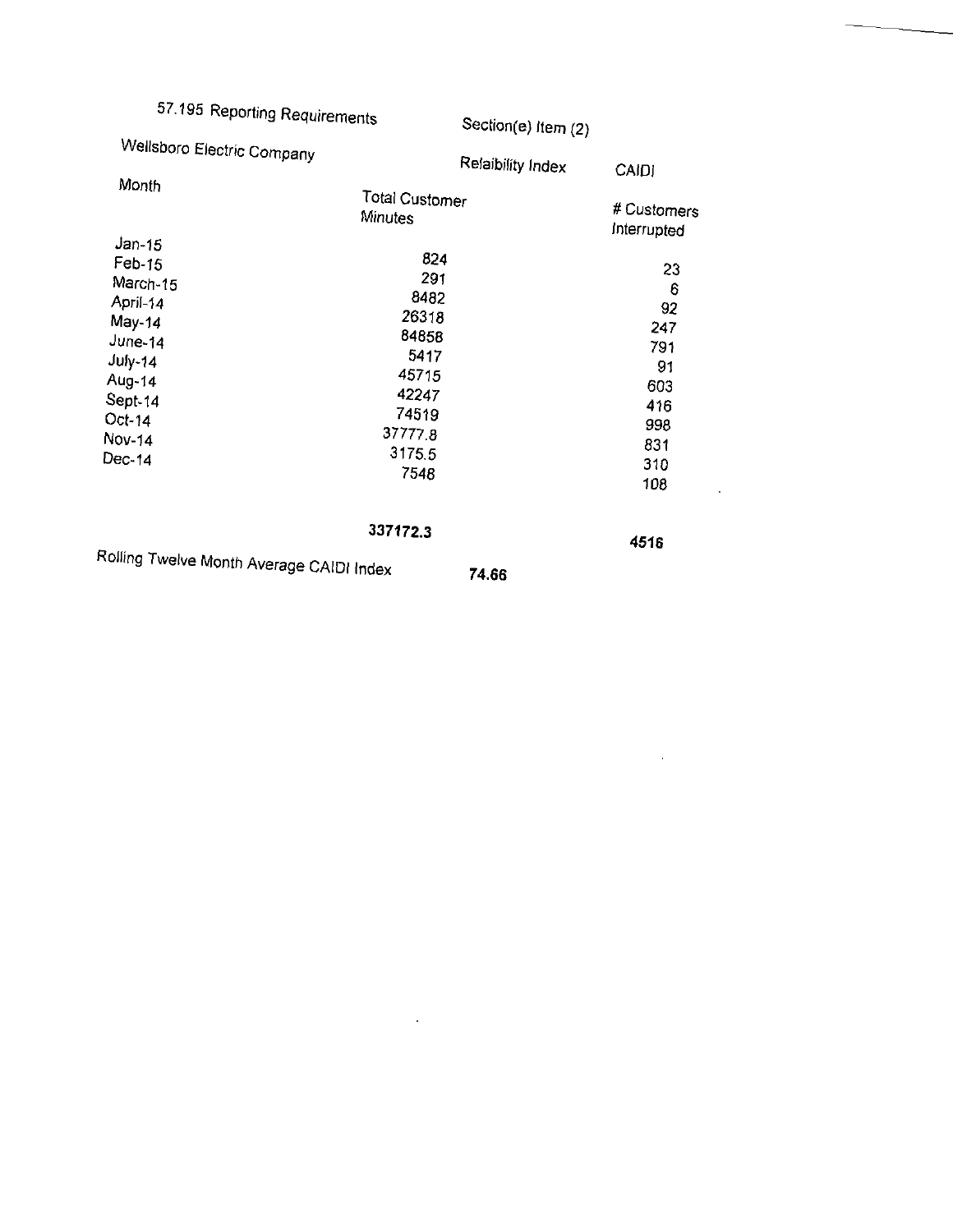57.195 Reporting Requirements Section(e) Item (2)

Wellsboro Electric Company Relaibility Index CAIDI

| Month | Total Customer Minutes | # Customers Interrupted |
|---|---|---|
| Jan-15 | 824 | 23 |
| Feb-15 | 291 | 6 |
| March-15 | 8482 | 92 |
| April-14 | 26318 | 247 |
| May-14 | 84858 | 791 |
| June-14 | 5417 | 91 |
| July-14 | 45715 | 603 |
| Aug-14 | 42247 | 416 |
| Sept-14 | 74519 | 998 |
| Oct-14 | 37777.8 | 831 |
| Nov-14 | 3175.5 | 310 |
| Dec-14 | 7548 | 108 |
| | **337172.3** | **4516** |

Rolling Twelve Month Average CAIDI Index **74.66**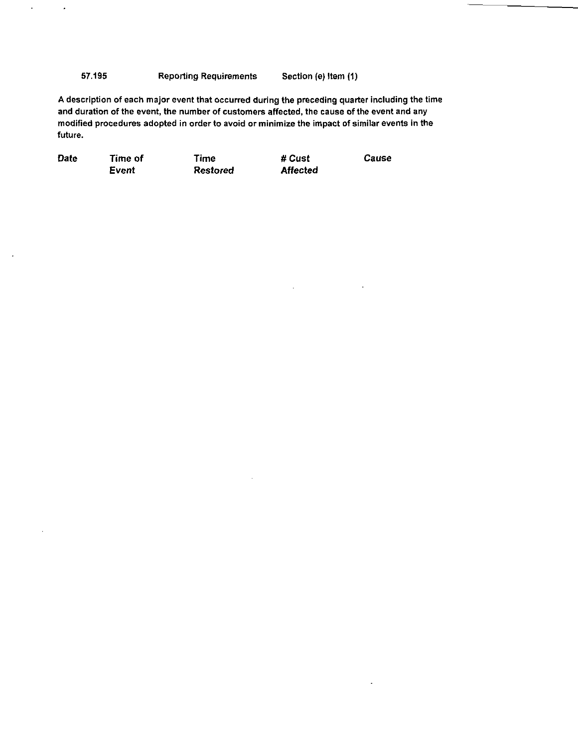57.195 Reporting Requirements Section (e) Item (1)

**A description of each major event that occurred during the preceding quarter including the time and duration of the event, the number of customers affected, the cause of the event and any modified procedures adopted in order to avoid or minimize the impact of similar events in the future.**

| **Date** | **Time of *Event*** | **Time *Restored*** | **# Cust *Affected*** | ***Cause*** |
|---|---|---|---|---|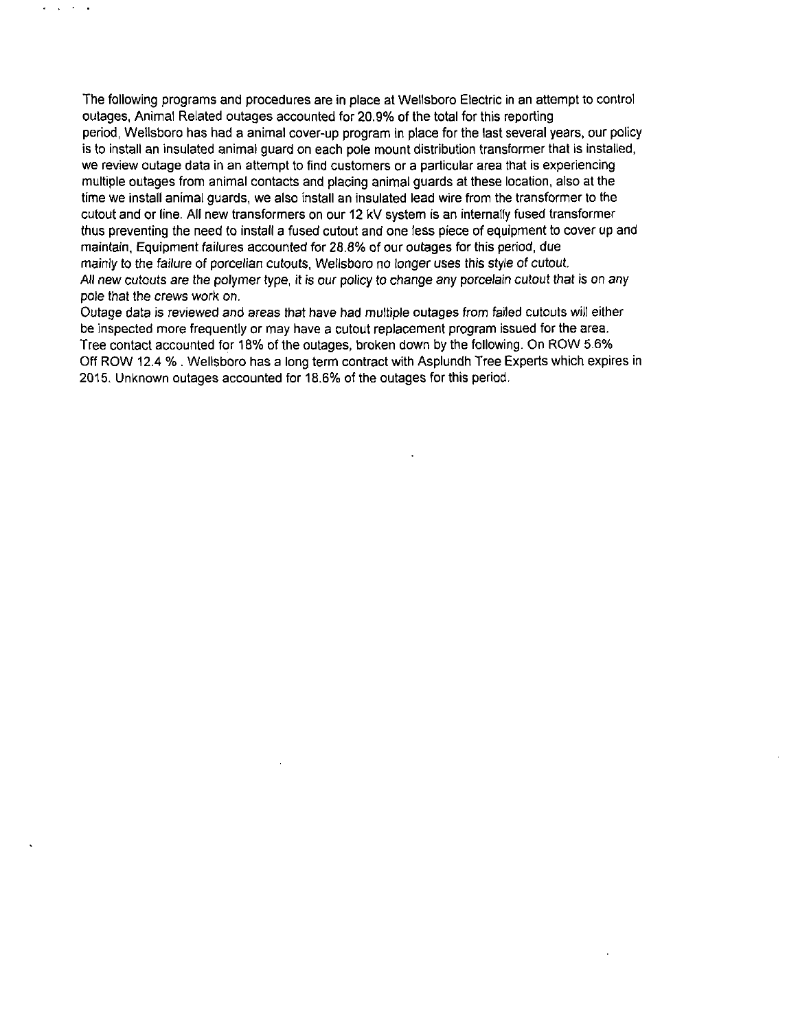The following programs and procedures are in place at Wellsboro Electric in an attempt to control outages, Animal Related outages accounted for 20.9% of the total for this reporting period, Wellsboro has had a animal cover-up program in place for the last several years, our policy is to install an insulated animal guard on each pole mount distribution transformer that is installed, we review outage data in an attempt to find customers or a particular area that is experiencing multiple outages from animal contacts and placing animal guards at these location, also at the time we install animal guards, we also install an insulated lead wire from the transformer to the cutout and or line. All new transformers on our 12 kV system is an internally fused transformer thus preventing the need to install a fused cutout and one less piece of equipment to cover up and maintain, Equipment failures accounted for 28.8% of our outages for this period, due mainly to the failure of porcelian cutouts, Wellsboro no longer uses this style of cutout. All new cutouts are the polymer type, it is our policy to change any porcelain cutout that is on any pole that the crews work on.
Outage data is reviewed and areas that have had multiple outages from failed cutouts will either be inspected more frequently or may have a cutout replacement program issued for the area. Tree contact accounted for 18% of the outages, broken down by the following. On ROW 5.6% Off ROW 12.4 % . Wellsboro has a long term contract with Asplundh Tree Experts which expires in 2015. Unknown outages accounted for 18.6% of the outages for this period.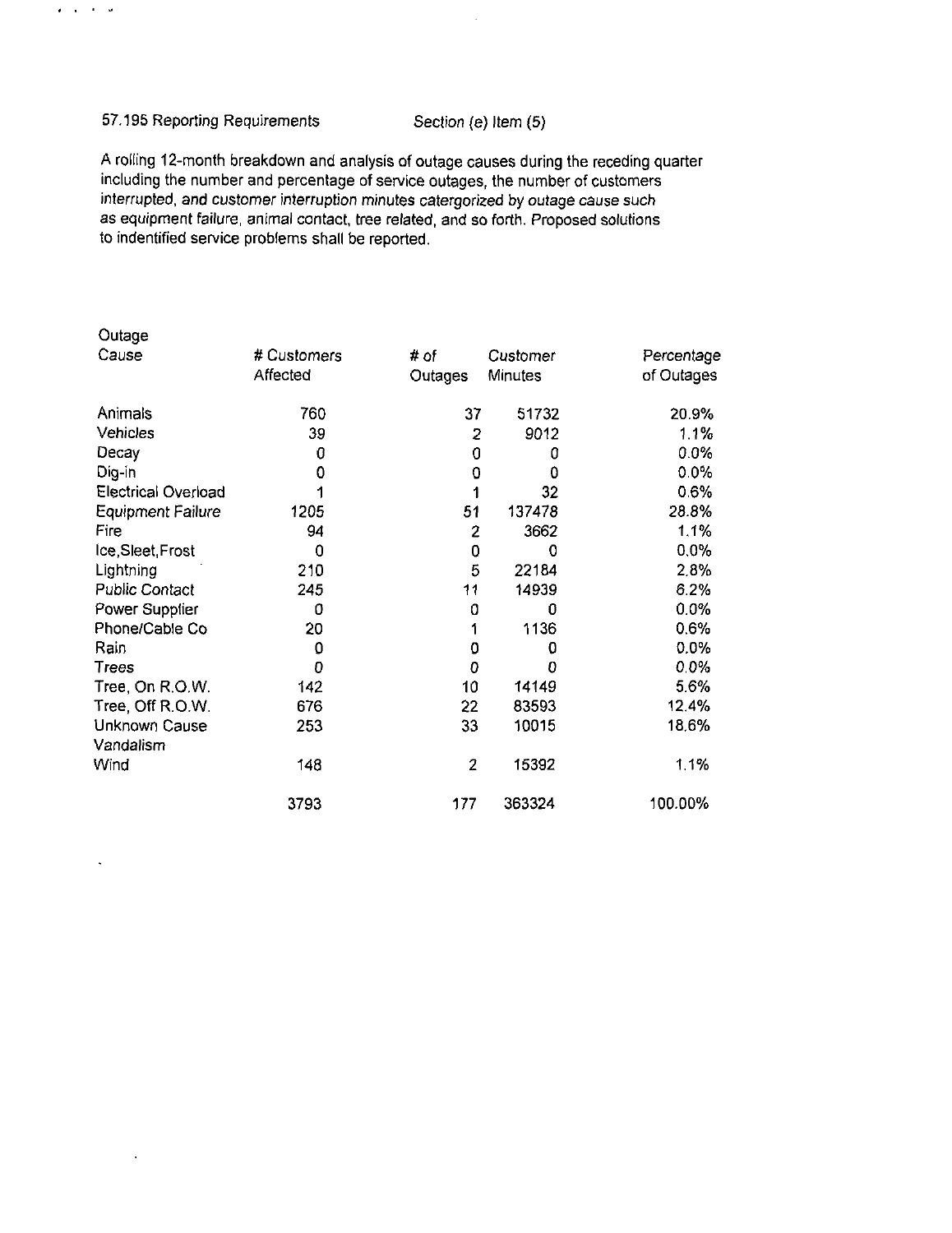57.195 Reporting Requirements Section (e) Item (5)

A rolling 12-month breakdown and analysis of outage causes during the receding quarter including the number and percentage of service outages, the number of customers interrupted, and customer interruption minutes catergorized by outage cause such as equipment failure, animal contact, tree related, and so forth. Proposed solutions to indentified service problems shall be reported.

| Outage Cause | # Customers Affected | # of Outages | Customer Minutes | Percentage of Outages |
|---|---|---|---|---|
| Animals | 760 | 37 | 51732 | 20.9% |
| Vehicles | 39 | 2 | 9012 | 1.1% |
| Decay | 0 | 0 | 0 | 0.0% |
| Dig-in | 0 | 0 | 0 | 0.0% |
| Electrical Overload | 1 | 1 | 32 | 0.6% |
| Equipment Failure | 1205 | 51 | 137478 | 28.8% |
| Fire | 94 | 2 | 3662 | 1.1% |
| Ice,Sleet,Frost | 0 | 0 | 0 | 0.0% |
| Lightning | 210 | 5 | 22184 | 2.8% |
| Public Contact | 245 | 11 | 14939 | 6.2% |
| Power Supplier | 0 | 0 | 0 | 0.0% |
| Phone/Cable Co | 20 | 1 | 1136 | 0.6% |
| Rain | 0 | 0 | 0 | 0.0% |
| Trees | 0 | 0 | 0 | 0.0% |
| Tree, On R.O.W. | 142 | 10 | 14149 | 5.6% |
| Tree, Off R.O.W. | 676 | 22 | 83593 | 12.4% |
| Unknown Cause | 253 | 33 | 10015 | 18.6% |
| Vandalism | | | | |
| Wind | 148 | 2 | 15392 | 1.1% |
| | 3793 | 177 | 363324 | 100.00% |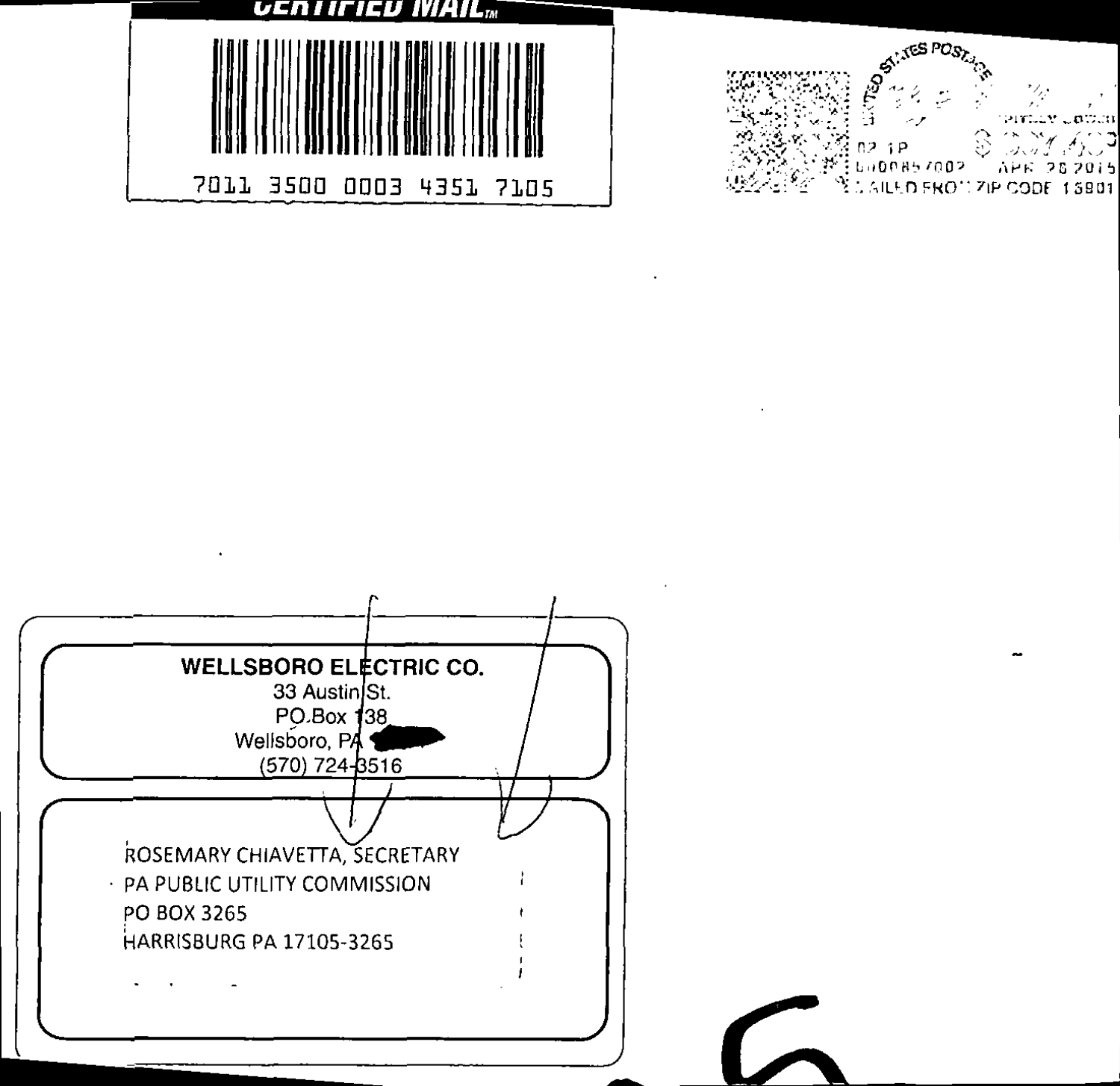CERTIFIED MAIL™

7011 3500 0003 4351 7105

UNITED STATES POSTAGE

PITNEY BOWES

02 1P

0000857002 APR 20 2015

MAILED FROM ZIP CODE 16901

**WELLSBORO ELECTRIC CO.**

33 Austin St.

PO Box 138

Wellsboro, PA

(570) 724-3516

ROSEMARY CHIAVETTA, SECRETARY

PA PUBLIC UTILITY COMMISSION

PO BOX 3265

HARRISBURG PA 17105-3265